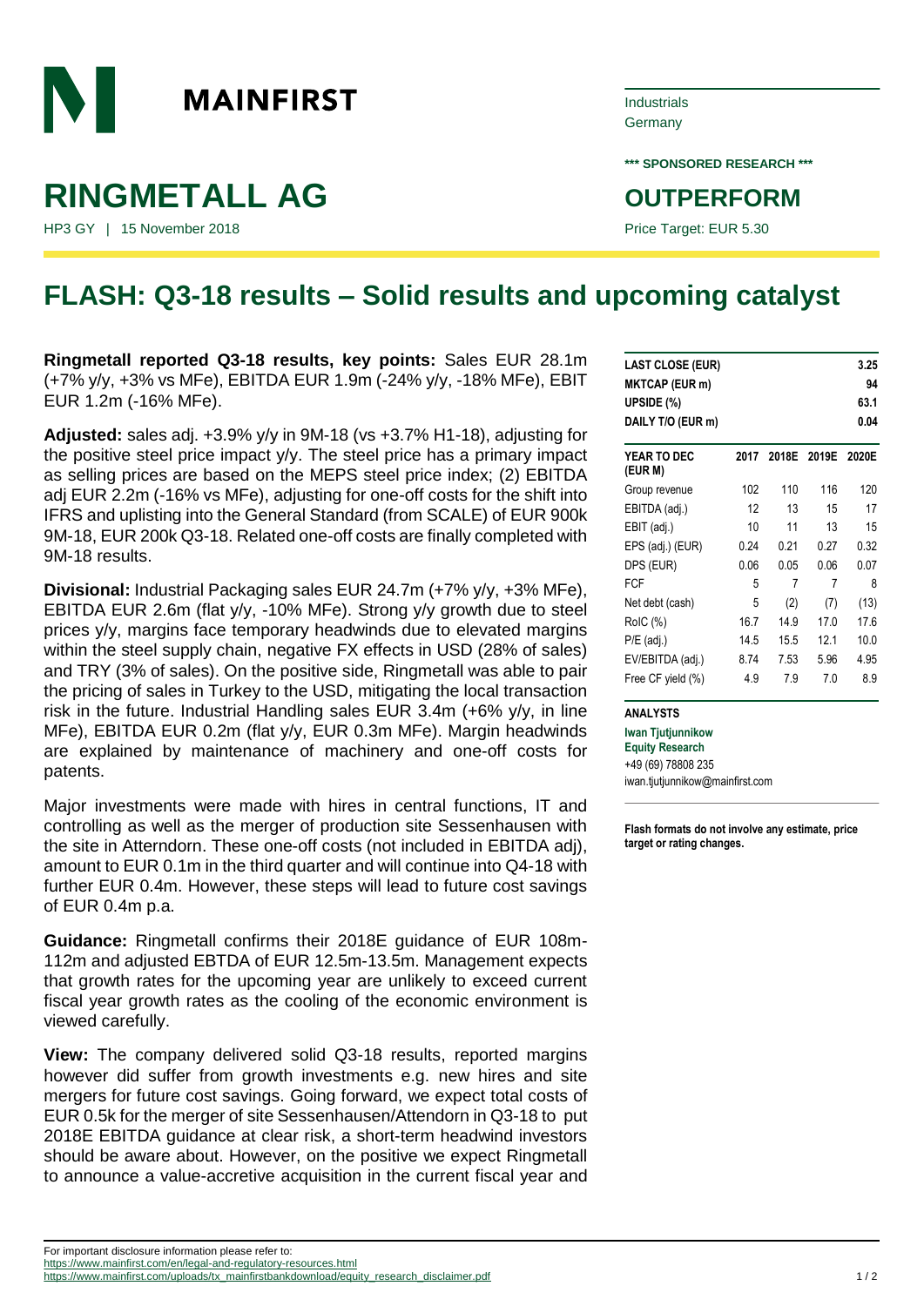# MAINFIRST

Industrials
Germany

**\*\*\* SPONSORED RESEARCH \*\*\***

# RINGMETALL AG

HP3 GY | 15 November 2018

## OUTPERFORM

Price Target: EUR 5.30

# FLASH: Q3-18 results – Solid results and upcoming catalyst

**Ringmetall reported Q3-18 results, key points:** Sales EUR 28.1m (+7% y/y, +3% vs MFe), EBITDA EUR 1.9m (-24% y/y, -18% MFe), EBIT EUR 1.2m (-16% MFe).

**Adjusted:** sales adj. +3.9% y/y in 9M-18 (vs +3.7% H1-18), adjusting for the positive steel price impact y/y. The steel price has a primary impact as selling prices are based on the MEPS steel price index; (2) EBITDA adj EUR 2.2m (-16% vs MFe), adjusting for one-off costs for the shift into IFRS and uplisting into the General Standard (from SCALE) of EUR 900k 9M-18, EUR 200k Q3-18. Related one-off costs are finally completed with 9M-18 results.

**Divisional:** Industrial Packaging sales EUR 24.7m (+7% y/y, +3% MFe), EBITDA EUR 2.6m (flat y/y, -10% MFe). Strong y/y growth due to steel prices y/y, margins face temporary headwinds due to elevated margins within the steel supply chain, negative FX effects in USD (28% of sales) and TRY (3% of sales). On the positive side, Ringmetall was able to pair the pricing of sales in Turkey to the USD, mitigating the local transaction risk in the future. Industrial Handling sales EUR 3.4m (+6% y/y, in line MFe), EBITDA EUR 0.2m (flat y/y, EUR 0.3m MFe). Margin headwinds are explained by maintenance of machinery and one-off costs for patents.

Major investments were made with hires in central functions, IT and controlling as well as the merger of production site Sessenhausen with the site in Atterndorn. These one-off costs (not included in EBITDA adj), amount to EUR 0.1m in the third quarter and will continue into Q4-18 with further EUR 0.4m. However, these steps will lead to future cost savings of EUR 0.4m p.a.

**Guidance:** Ringmetall confirms their 2018E guidance of EUR 108m-112m and adjusted EBTDA of EUR 12.5m-13.5m. Management expects that growth rates for the upcoming year are unlikely to exceed current fiscal year growth rates as the cooling of the economic environment is viewed carefully.

**View:** The company delivered solid Q3-18 results, reported margins however did suffer from growth investments e.g. new hires and site mergers for future cost savings. Going forward, we expect total costs of EUR 0.5k for the merger of site Sessenhausen/Attendorn in Q3-18 to put 2018E EBITDA guidance at clear risk, a short-term headwind investors should be aware about. However, on the positive we expect Ringmetall to announce a value-accretive acquisition in the current fiscal year and

| | |
|---|---|
| **LAST CLOSE (EUR)** | **3.25** |
| **MKTCAP (EUR m)** | **94** |
| **UPSIDE (%)** | **63.1** |
| **DAILY T/O (EUR m)** | **0.04** |

| **YEAR TO DEC (EUR M)** | **2017** | **2018E** | **2019E** | **2020E** |
|---|---|---|---|---|
| Group revenue | 102 | 110 | 116 | 120 |
| EBITDA (adj.) | 12 | 13 | 15 | 17 |
| EBIT (adj.) | 10 | 11 | 13 | 15 |
| EPS (adj.) (EUR) | 0.24 | 0.21 | 0.27 | 0.32 |
| DPS (EUR) | 0.06 | 0.05 | 0.06 | 0.07 |
| FCF | 5 | 7 | 7 | 8 |
| Net debt (cash) | 5 | (2) | (7) | (13) |
| RoIC (%) | 16.7 | 14.9 | 17.0 | 17.6 |
| P/E (adj.) | 14.5 | 15.5 | 12.1 | 10.0 |
| EV/EBITDA (adj.) | 8.74 | 7.53 | 5.96 | 4.95 |
| Free CF yield (%) | 4.9 | 7.9 | 7.0 | 8.9 |

**ANALYSTS**

**Iwan Tjutjunnikow**
**Equity Research**
+49 (69) 78808 235
iwan.tjutjunnikow@mainfirst.com

**Flash formats do not involve any estimate, price target or rating changes.**

For important disclosure information please refer to:
https://www.mainfirst.com/en/legal-and-regulatory-resources.html
https://www.mainfirst.com/uploads/tx_mainfirstbankdownload/equity_research_disclaimer.pdf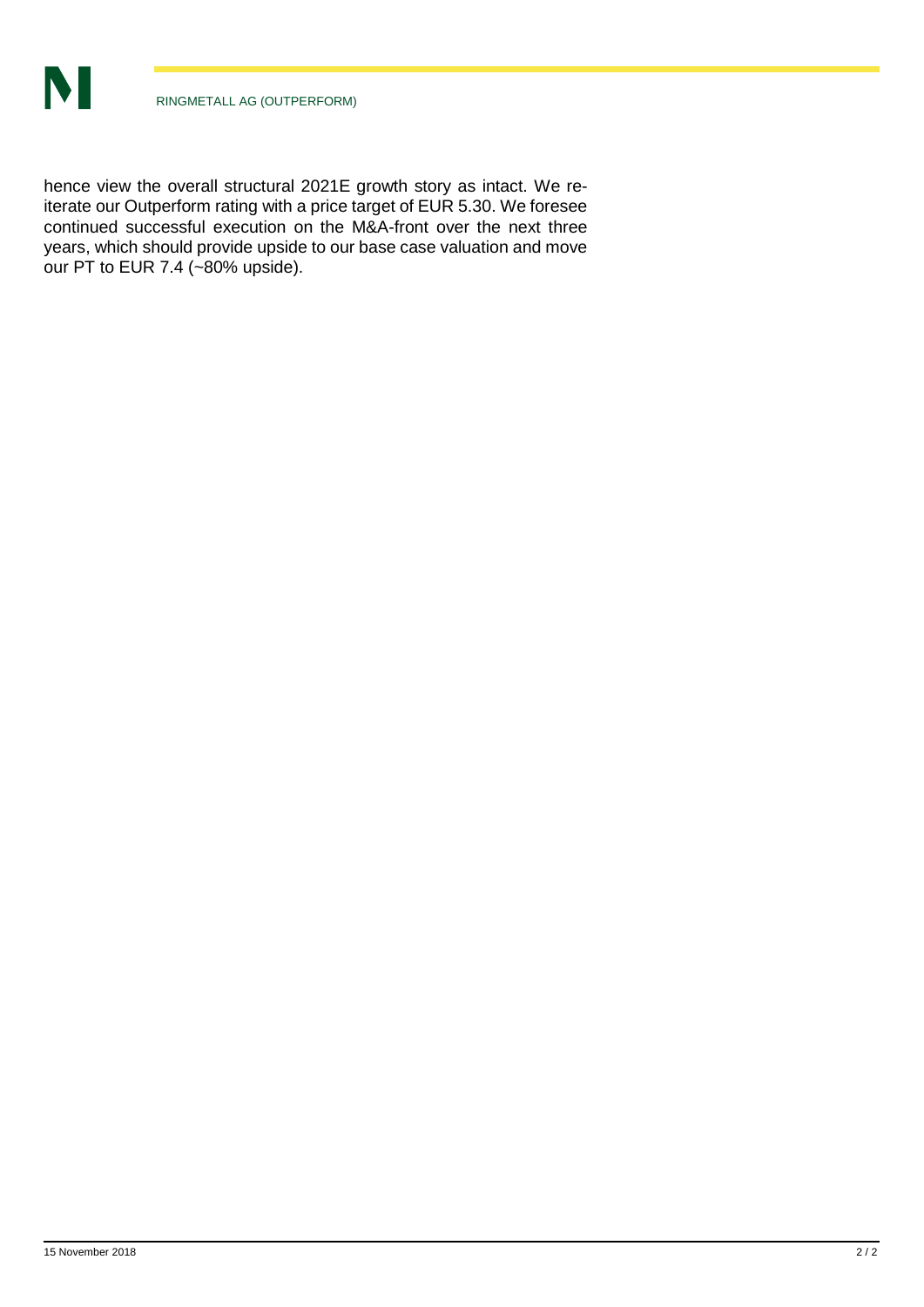hence view the overall structural 2021E growth story as intact. We reiterate our Outperform rating with a price target of EUR 5.30. We foresee continued successful execution on the M&A-front over the next three years, which should provide upside to our base case valuation and move our PT to EUR 7.4 (~80% upside).